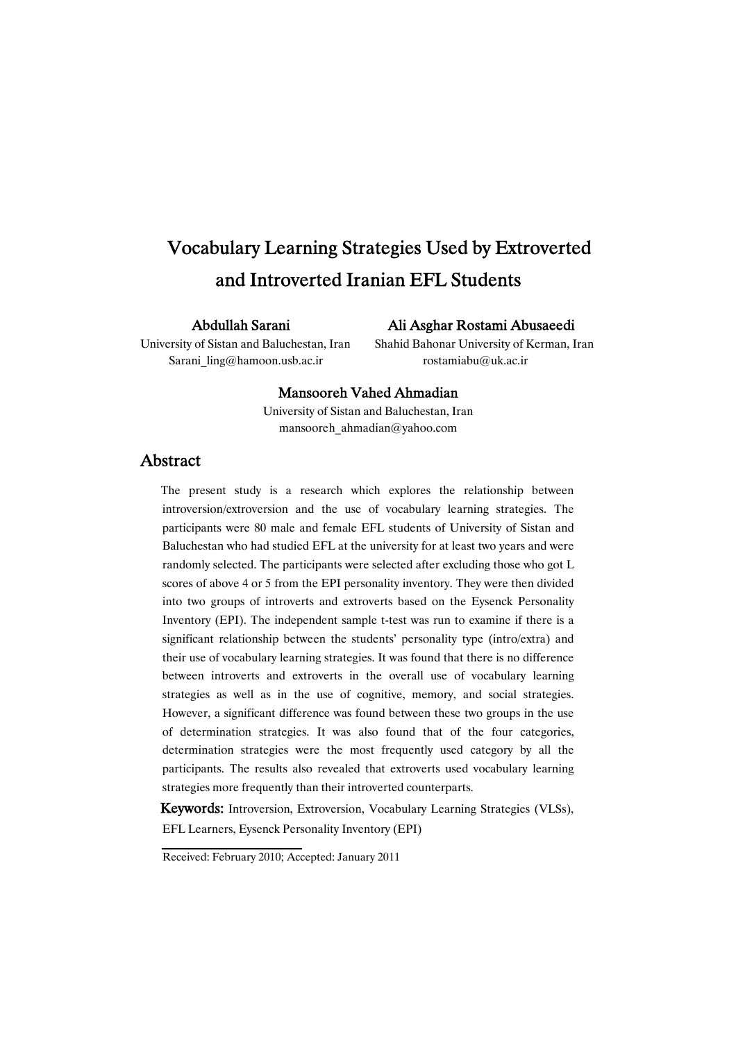# Vocabulary Learning Strategies Used by Extroverted and Introverted Iranian EFL Students

**Abdullah Sarani**
University of Sistan and Baluchestan, Iran
Sarani_ling@hamoon.usb.ac.ir

**Ali Asghar Rostami Abusaeedi**
Shahid Bahonar University of Kerman, Iran
rostamiabu@uk.ac.ir

**Mansooreh Vahed Ahmadian**
University of Sistan and Baluchestan, Iran
mansooreh_ahmadian@yahoo.com

## Abstract

The present study is a research which explores the relationship between introversion/extroversion and the use of vocabulary learning strategies. The participants were 80 male and female EFL students of University of Sistan and Baluchestan who had studied EFL at the university for at least two years and were randomly selected. The participants were selected after excluding those who got L scores of above 4 or 5 from the EPI personality inventory. They were then divided into two groups of introverts and extroverts based on the Eysenck Personality Inventory (EPI). The independent sample t-test was run to examine if there is a significant relationship between the students' personality type (intro/extra) and their use of vocabulary learning strategies. It was found that there is no difference between introverts and extroverts in the overall use of vocabulary learning strategies as well as in the use of cognitive, memory, and social strategies. However, a significant difference was found between these two groups in the use of determination strategies. It was also found that of the four categories, determination strategies were the most frequently used category by all the participants. The results also revealed that extroverts used vocabulary learning strategies more frequently than their introverted counterparts.

**Keywords:** Introversion, Extroversion, Vocabulary Learning Strategies (VLSs), EFL Learners, Eysenck Personality Inventory (EPI)

Received: February 2010; Accepted: January 2011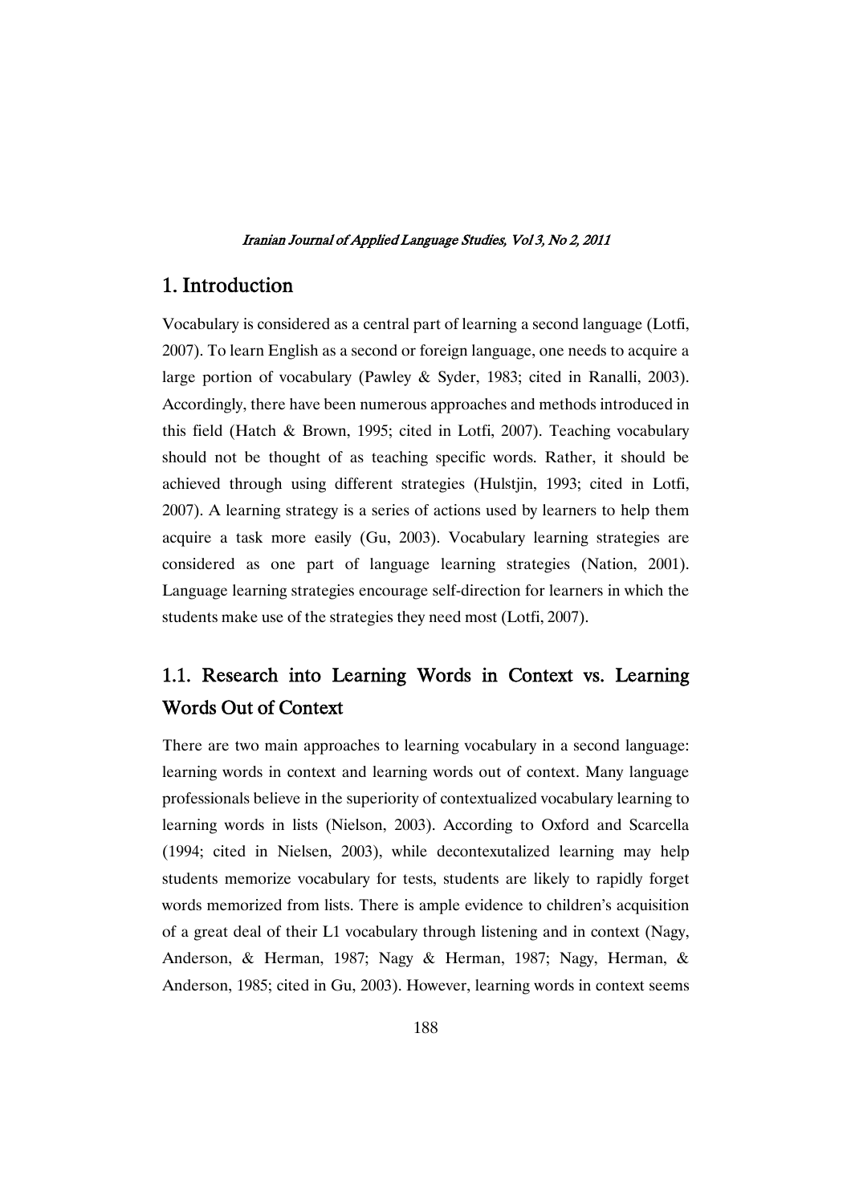# 1. Introduction

Vocabulary is considered as a central part of learning a second language (Lotfi, 2007). To learn English as a second or foreign language, one needs to acquire a large portion of vocabulary (Pawley & Syder, 1983; cited in Ranalli, 2003). Accordingly, there have been numerous approaches and methods introduced in this field (Hatch & Brown, 1995; cited in Lotfi, 2007). Teaching vocabulary should not be thought of as teaching specific words. Rather, it should be achieved through using different strategies (Hulstjin, 1993; cited in Lotfi, 2007). A learning strategy is a series of actions used by learners to help them acquire a task more easily (Gu, 2003). Vocabulary learning strategies are considered as one part of language learning strategies (Nation, 2001). Language learning strategies encourage self-direction for learners in which the students make use of the strategies they need most (Lotfi, 2007).

## 1.1. Research into Learning Words in Context vs. Learning Words Out of Context

There are two main approaches to learning vocabulary in a second language: learning words in context and learning words out of context. Many language professionals believe in the superiority of contextualized vocabulary learning to learning words in lists (Nielson, 2003). According to Oxford and Scarcella (1994; cited in Nielsen, 2003), while decontexutalized learning may help students memorize vocabulary for tests, students are likely to rapidly forget words memorized from lists. There is ample evidence to children's acquisition of a great deal of their L1 vocabulary through listening and in context (Nagy, Anderson, & Herman, 1987; Nagy & Herman, 1987; Nagy, Herman, & Anderson, 1985; cited in Gu, 2003). However, learning words in context seems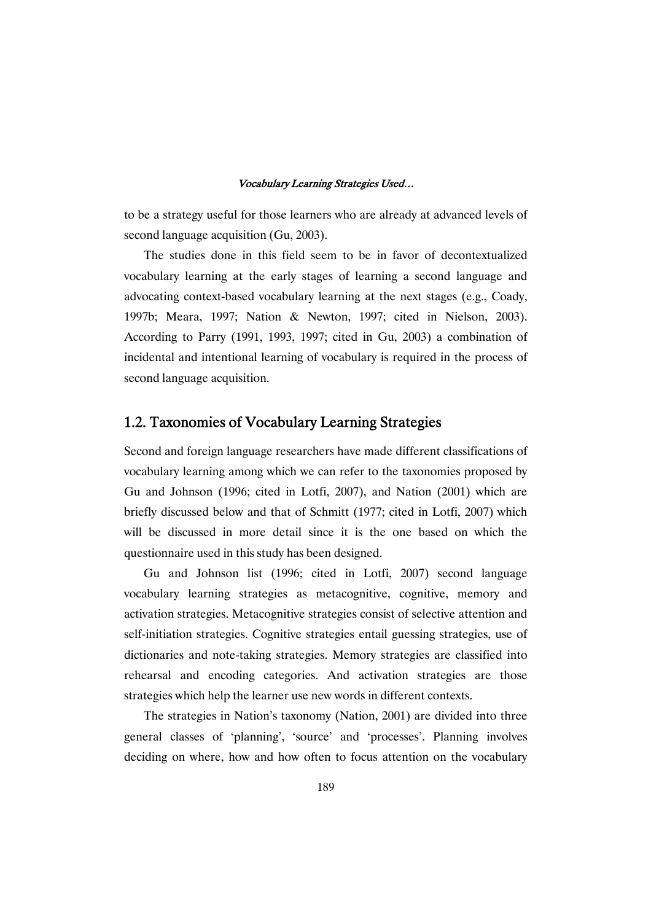to be a strategy useful for those learners who are already at advanced levels of second language acquisition (Gu, 2003).

The studies done in this field seem to be in favor of decontextualized vocabulary learning at the early stages of learning a second language and advocating context-based vocabulary learning at the next stages (e.g., Coady, 1997b; Meara, 1997; Nation & Newton, 1997; cited in Nielson, 2003). According to Parry (1991, 1993, 1997; cited in Gu, 2003) a combination of incidental and intentional learning of vocabulary is required in the process of second language acquisition.

## 1.2. Taxonomies of Vocabulary Learning Strategies

Second and foreign language researchers have made different classifications of vocabulary learning among which we can refer to the taxonomies proposed by Gu and Johnson (1996; cited in Lotfi, 2007), and Nation (2001) which are briefly discussed below and that of Schmitt (1977; cited in Lotfi, 2007) which will be discussed in more detail since it is the one based on which the questionnaire used in this study has been designed.

Gu and Johnson list (1996; cited in Lotfi, 2007) second language vocabulary learning strategies as metacognitive, cognitive, memory and activation strategies. Metacognitive strategies consist of selective attention and self-initiation strategies. Cognitive strategies entail guessing strategies, use of dictionaries and note-taking strategies. Memory strategies are classified into rehearsal and encoding categories. And activation strategies are those strategies which help the learner use new words in different contexts.

The strategies in Nation's taxonomy (Nation, 2001) are divided into three general classes of 'planning', 'source' and 'processes'. Planning involves deciding on where, how and how often to focus attention on the vocabulary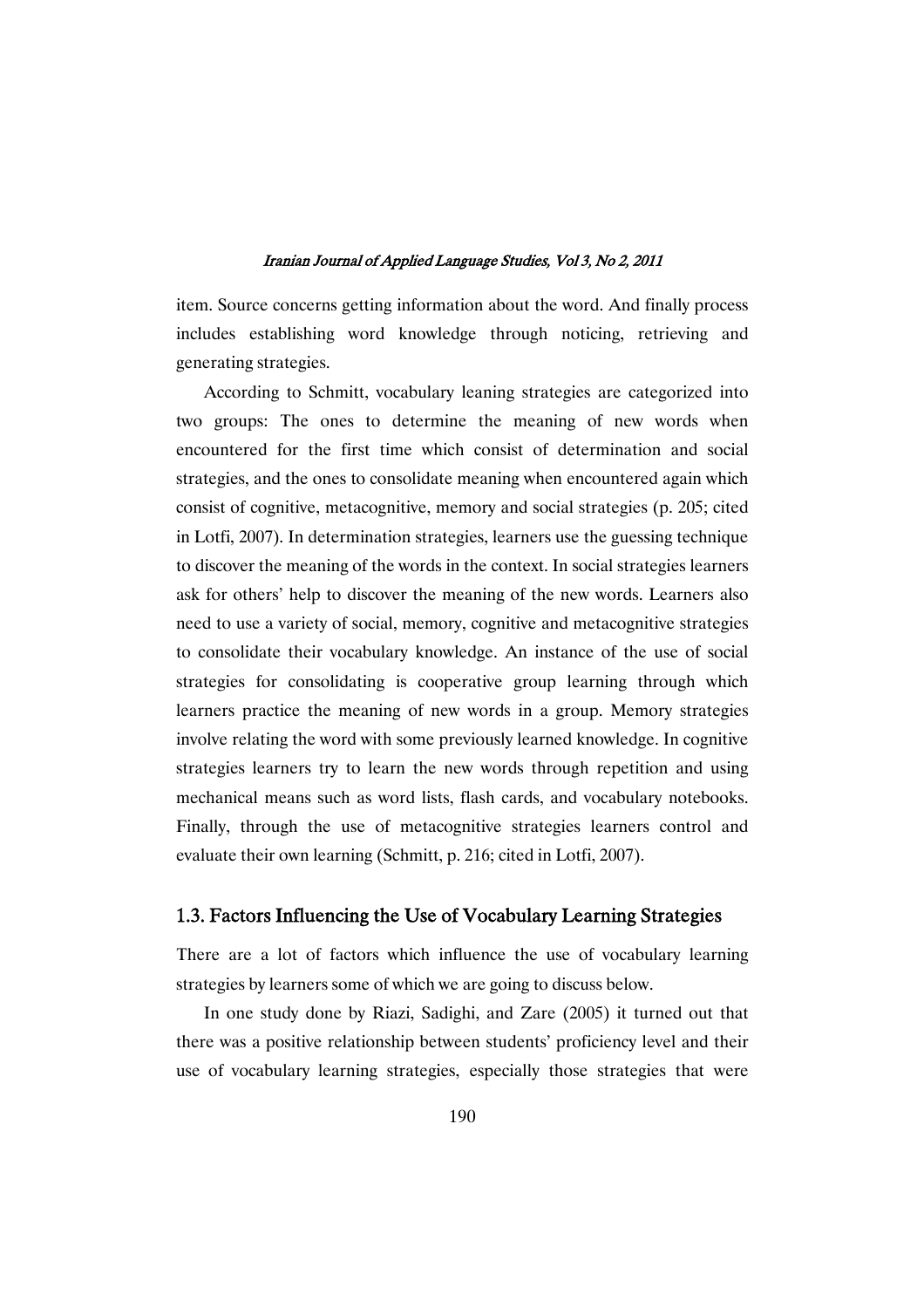item. Source concerns getting information about the word. And finally process includes establishing word knowledge through noticing, retrieving and generating strategies.

According to Schmitt, vocabulary leaning strategies are categorized into two groups: The ones to determine the meaning of new words when encountered for the first time which consist of determination and social strategies, and the ones to consolidate meaning when encountered again which consist of cognitive, metacognitive, memory and social strategies (p. 205; cited in Lotfi, 2007). In determination strategies, learners use the guessing technique to discover the meaning of the words in the context. In social strategies learners ask for others' help to discover the meaning of the new words. Learners also need to use a variety of social, memory, cognitive and metacognitive strategies to consolidate their vocabulary knowledge. An instance of the use of social strategies for consolidating is cooperative group learning through which learners practice the meaning of new words in a group. Memory strategies involve relating the word with some previously learned knowledge. In cognitive strategies learners try to learn the new words through repetition and using mechanical means such as word lists, flash cards, and vocabulary notebooks. Finally, through the use of metacognitive strategies learners control and evaluate their own learning (Schmitt, p. 216; cited in Lotfi, 2007).

## 1.3. Factors Influencing the Use of Vocabulary Learning Strategies

There are a lot of factors which influence the use of vocabulary learning strategies by learners some of which we are going to discuss below.

In one study done by Riazi, Sadighi, and Zare (2005) it turned out that there was a positive relationship between students' proficiency level and their use of vocabulary learning strategies, especially those strategies that were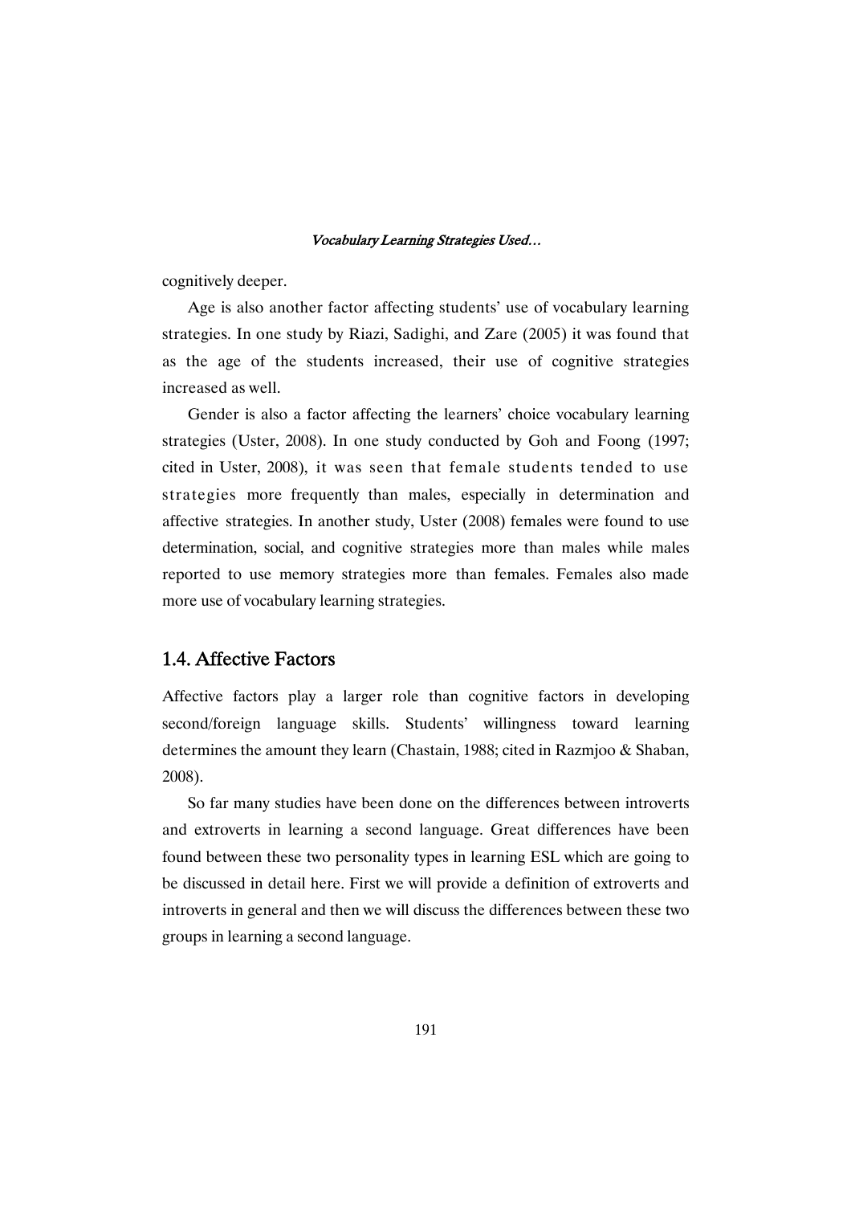cognitively deeper.

Age is also another factor affecting students' use of vocabulary learning strategies. In one study by Riazi, Sadighi, and Zare (2005) it was found that as the age of the students increased, their use of cognitive strategies increased as well.

Gender is also a factor affecting the learners' choice vocabulary learning strategies (Uster, 2008). In one study conducted by Goh and Foong (1997; cited in Uster, 2008), it was seen that female students tended to use strategies more frequently than males, especially in determination and affective strategies. In another study, Uster (2008) females were found to use determination, social, and cognitive strategies more than males while males reported to use memory strategies more than females. Females also made more use of vocabulary learning strategies.

## 1.4. Affective Factors

Affective factors play a larger role than cognitive factors in developing second/foreign language skills. Students' willingness toward learning determines the amount they learn (Chastain, 1988; cited in Razmjoo & Shaban, 2008).

So far many studies have been done on the differences between introverts and extroverts in learning a second language. Great differences have been found between these two personality types in learning ESL which are going to be discussed in detail here. First we will provide a definition of extroverts and introverts in general and then we will discuss the differences between these two groups in learning a second language.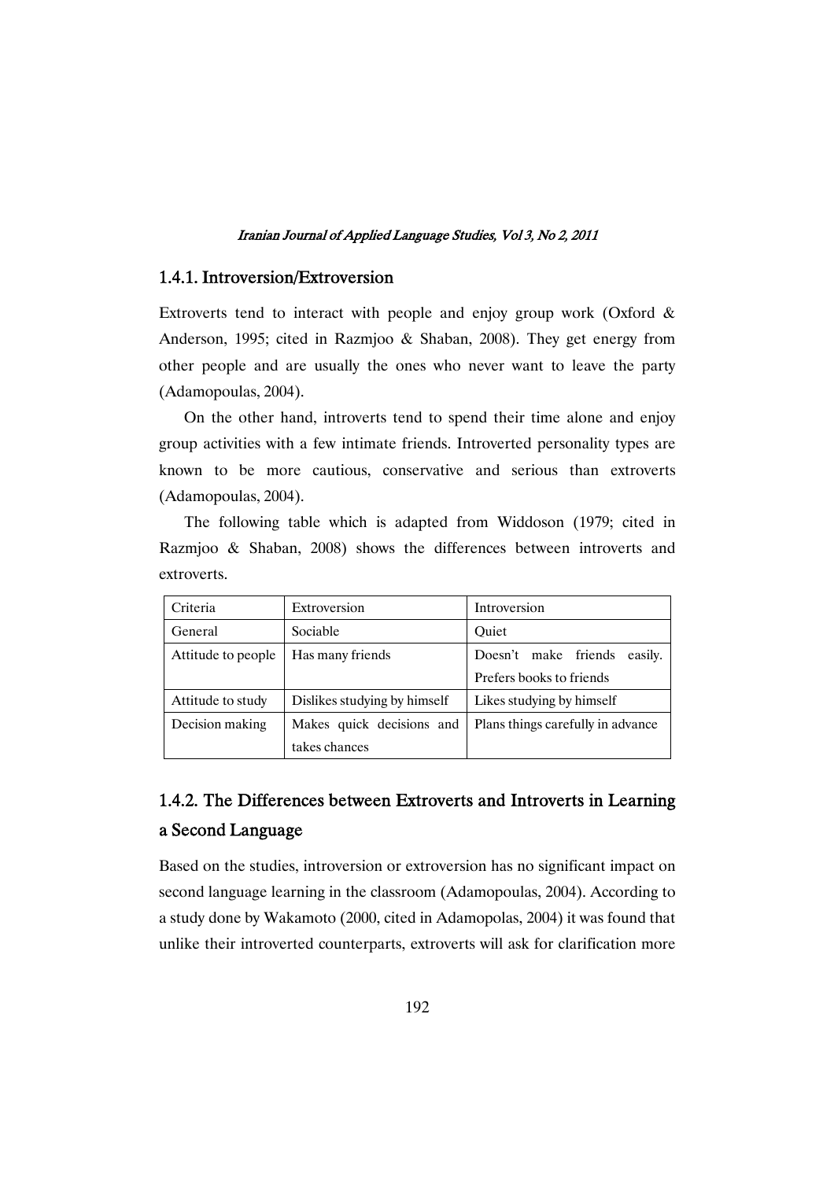### 1.4.1. Introversion/Extroversion

Extroverts tend to interact with people and enjoy group work (Oxford & Anderson, 1995; cited in Razmjoo & Shaban, 2008). They get energy from other people and are usually the ones who never want to leave the party (Adamopoulas, 2004).

On the other hand, introverts tend to spend their time alone and enjoy group activities with a few intimate friends. Introverted personality types are known to be more cautious, conservative and serious than extroverts (Adamopoulas, 2004).

The following table which is adapted from Widdoson (1979; cited in Razmjoo & Shaban, 2008) shows the differences between introverts and extroverts.

| Criteria | Extroversion | Introversion |
|---|---|---|
| General | Sociable | Quiet |
| Attitude to people | Has many friends | Doesn't make friends easily. Prefers books to friends |
| Attitude to study | Dislikes studying by himself | Likes studying by himself |
| Decision making | Makes quick decisions and takes chances | Plans things carefully in advance |

### 1.4.2. The Differences between Extroverts and Introverts in Learning a Second Language

Based on the studies, introversion or extroversion has no significant impact on second language learning in the classroom (Adamopoulas, 2004). According to a study done by Wakamoto (2000, cited in Adamopolas, 2004) it was found that unlike their introverted counterparts, extroverts will ask for clarification more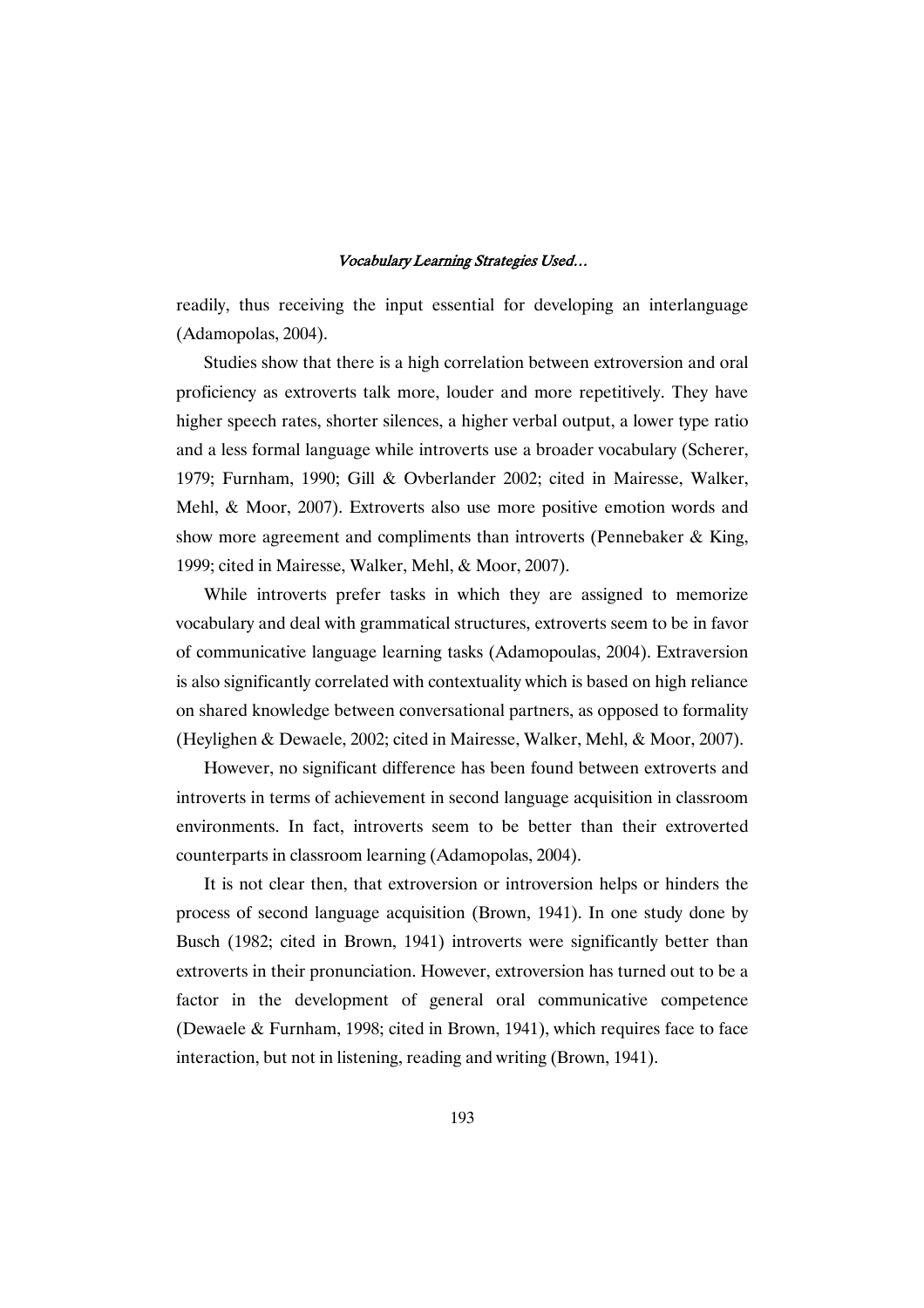readily, thus receiving the input essential for developing an interlanguage (Adamopolas, 2004).

Studies show that there is a high correlation between extroversion and oral proficiency as extroverts talk more, louder and more repetitively. They have higher speech rates, shorter silences, a higher verbal output, a lower type ratio and a less formal language while introverts use a broader vocabulary (Scherer, 1979; Furnham, 1990; Gill & Ovberlander 2002; cited in Mairesse, Walker, Mehl, & Moor, 2007). Extroverts also use more positive emotion words and show more agreement and compliments than introverts (Pennebaker & King, 1999; cited in Mairesse, Walker, Mehl, & Moor, 2007).

While introverts prefer tasks in which they are assigned to memorize vocabulary and deal with grammatical structures, extroverts seem to be in favor of communicative language learning tasks (Adamopoulas, 2004). Extraversion is also significantly correlated with contextuality which is based on high reliance on shared knowledge between conversational partners, as opposed to formality (Heylighen & Dewaele, 2002; cited in Mairesse, Walker, Mehl, & Moor, 2007).

However, no significant difference has been found between extroverts and introverts in terms of achievement in second language acquisition in classroom environments. In fact, introverts seem to be better than their extroverted counterparts in classroom learning (Adamopolas, 2004).

It is not clear then, that extroversion or introversion helps or hinders the process of second language acquisition (Brown, 1941). In one study done by Busch (1982; cited in Brown, 1941) introverts were significantly better than extroverts in their pronunciation. However, extroversion has turned out to be a factor in the development of general oral communicative competence (Dewaele & Furnham, 1998; cited in Brown, 1941), which requires face to face interaction, but not in listening, reading and writing (Brown, 1941).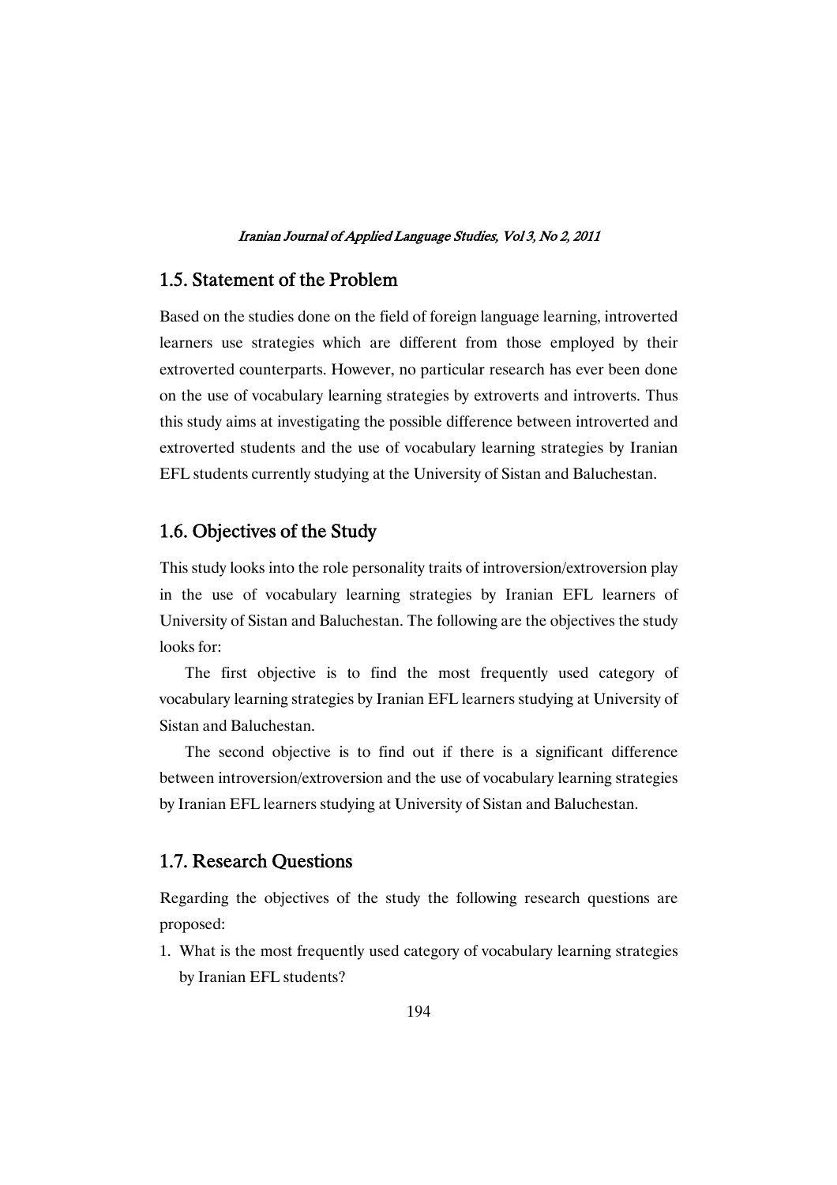## 1.5. Statement of the Problem

Based on the studies done on the field of foreign language learning, introverted learners use strategies which are different from those employed by their extroverted counterparts. However, no particular research has ever been done on the use of vocabulary learning strategies by extroverts and introverts. Thus this study aims at investigating the possible difference between introverted and extroverted students and the use of vocabulary learning strategies by Iranian EFL students currently studying at the University of Sistan and Baluchestan.

## 1.6. Objectives of the Study

This study looks into the role personality traits of introversion/extroversion play in the use of vocabulary learning strategies by Iranian EFL learners of University of Sistan and Baluchestan. The following are the objectives the study looks for:

The first objective is to find the most frequently used category of vocabulary learning strategies by Iranian EFL learners studying at University of Sistan and Baluchestan.

The second objective is to find out if there is a significant difference between introversion/extroversion and the use of vocabulary learning strategies by Iranian EFL learners studying at University of Sistan and Baluchestan.

## 1.7. Research Questions

Regarding the objectives of the study the following research questions are proposed:

1. What is the most frequently used category of vocabulary learning strategies by Iranian EFL students?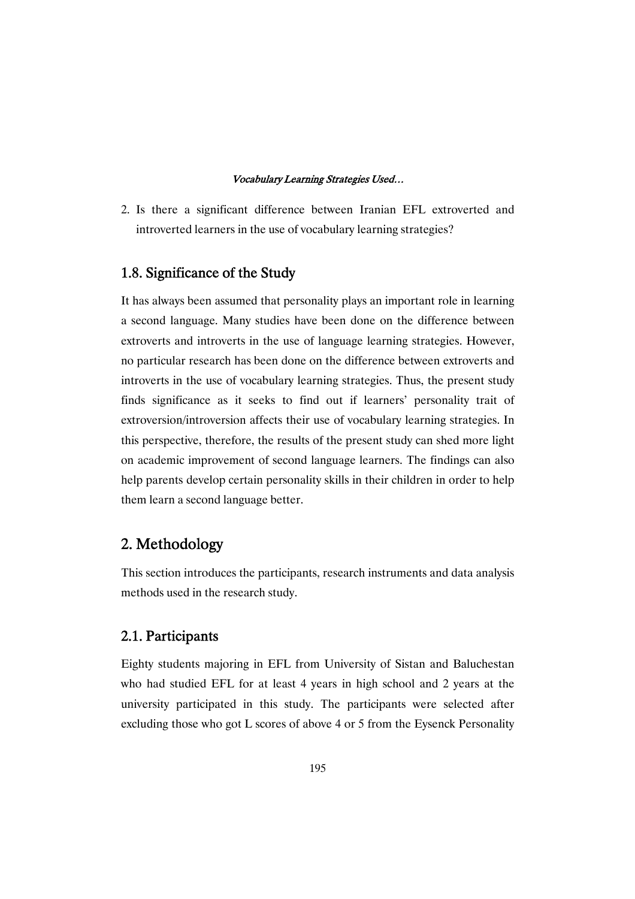2. Is there a significant difference between Iranian EFL extroverted and introverted learners in the use of vocabulary learning strategies?

### 1.8. Significance of the Study

It has always been assumed that personality plays an important role in learning a second language. Many studies have been done on the difference between extroverts and introverts in the use of language learning strategies. However, no particular research has been done on the difference between extroverts and introverts in the use of vocabulary learning strategies. Thus, the present study finds significance as it seeks to find out if learners' personality trait of extroversion/introversion affects their use of vocabulary learning strategies. In this perspective, therefore, the results of the present study can shed more light on academic improvement of second language learners. The findings can also help parents develop certain personality skills in their children in order to help them learn a second language better.

## 2. Methodology

This section introduces the participants, research instruments and data analysis methods used in the research study.

### 2.1. Participants

Eighty students majoring in EFL from University of Sistan and Baluchestan who had studied EFL for at least 4 years in high school and 2 years at the university participated in this study. The participants were selected after excluding those who got L scores of above 4 or 5 from the Eysenck Personality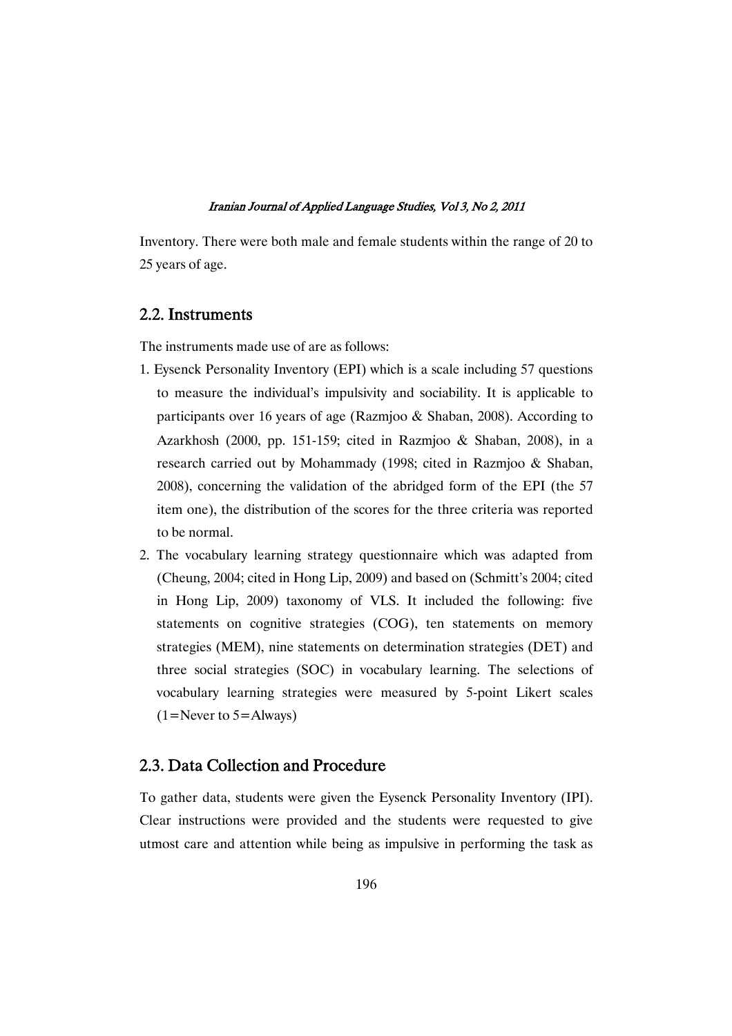Inventory. There were both male and female students within the range of 20 to 25 years of age.

## 2.2. Instruments

The instruments made use of are as follows:

1. Eysenck Personality Inventory (EPI) which is a scale including 57 questions to measure the individual's impulsivity and sociability. It is applicable to participants over 16 years of age (Razmjoo & Shaban, 2008). According to Azarkhosh (2000, pp. 151-159; cited in Razmjoo & Shaban, 2008), in a research carried out by Mohammady (1998; cited in Razmjoo & Shaban, 2008), concerning the validation of the abridged form of the EPI (the 57 item one), the distribution of the scores for the three criteria was reported to be normal.
2. The vocabulary learning strategy questionnaire which was adapted from (Cheung, 2004; cited in Hong Lip, 2009) and based on (Schmitt's 2004; cited in Hong Lip, 2009) taxonomy of VLS. It included the following: five statements on cognitive strategies (COG), ten statements on memory strategies (MEM), nine statements on determination strategies (DET) and three social strategies (SOC) in vocabulary learning. The selections of vocabulary learning strategies were measured by 5-point Likert scales (1=Never to 5=Always)

## 2.3. Data Collection and Procedure

To gather data, students were given the Eysenck Personality Inventory (IPI). Clear instructions were provided and the students were requested to give utmost care and attention while being as impulsive in performing the task as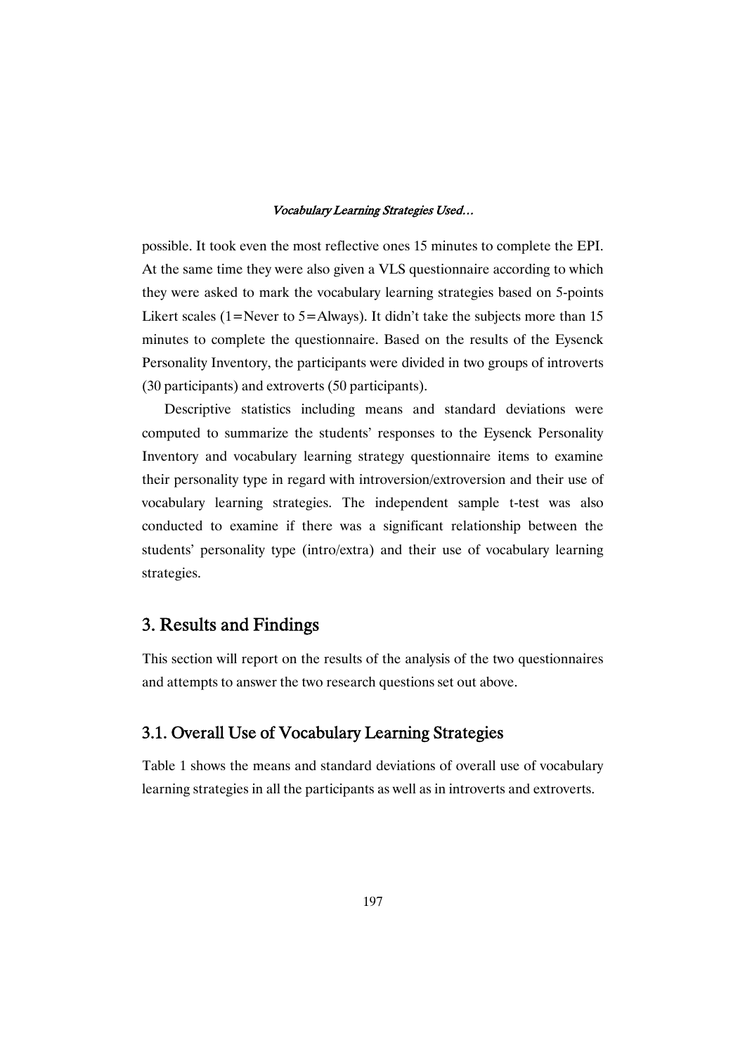possible. It took even the most reflective ones 15 minutes to complete the EPI. At the same time they were also given a VLS questionnaire according to which they were asked to mark the vocabulary learning strategies based on 5-points Likert scales (1=Never to 5=Always). It didn't take the subjects more than 15 minutes to complete the questionnaire. Based on the results of the Eysenck Personality Inventory, the participants were divided in two groups of introverts (30 participants) and extroverts (50 participants).

Descriptive statistics including means and standard deviations were computed to summarize the students' responses to the Eysenck Personality Inventory and vocabulary learning strategy questionnaire items to examine their personality type in regard with introversion/extroversion and their use of vocabulary learning strategies. The independent sample t-test was also conducted to examine if there was a significant relationship between the students' personality type (intro/extra) and their use of vocabulary learning strategies.

## 3. Results and Findings

This section will report on the results of the analysis of the two questionnaires and attempts to answer the two research questions set out above.

### 3.1. Overall Use of Vocabulary Learning Strategies

Table 1 shows the means and standard deviations of overall use of vocabulary learning strategies in all the participants as well as in introverts and extroverts.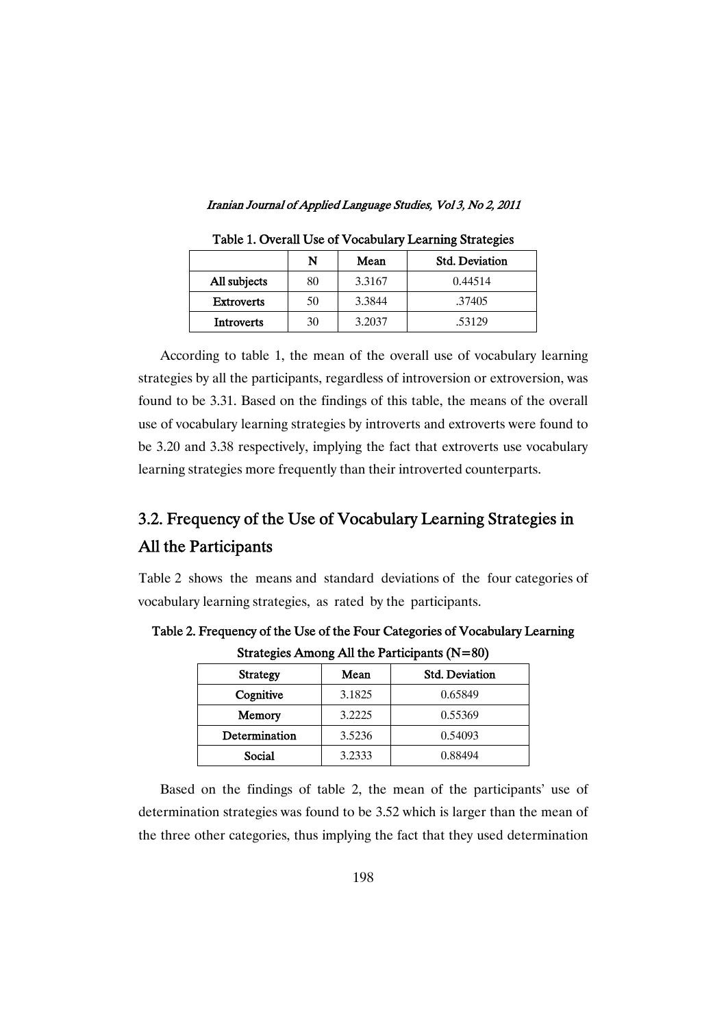Table 1. Overall Use of Vocabulary Learning Strategies

| | N | Mean | Std. Deviation |
|---|---|---|---|
| All subjects | 80 | 3.3167 | 0.44514 |
| Extroverts | 50 | 3.3844 | .37405 |
| Introverts | 30 | 3.2037 | .53129 |

According to table 1, the mean of the overall use of vocabulary learning strategies by all the participants, regardless of introversion or extroversion, was found to be 3.31. Based on the findings of this table, the means of the overall use of vocabulary learning strategies by introverts and extroverts were found to be 3.20 and 3.38 respectively, implying the fact that extroverts use vocabulary learning strategies more frequently than their introverted counterparts.

## 3.2. Frequency of the Use of Vocabulary Learning Strategies in All the Participants

Table 2 shows the means and standard deviations of the four categories of vocabulary learning strategies, as rated by the participants.

Table 2. Frequency of the Use of the Four Categories of Vocabulary Learning Strategies Among All the Participants (N=80)

| Strategy | Mean | Std. Deviation |
|---|---|---|
| Cognitive | 3.1825 | 0.65849 |
| Memory | 3.2225 | 0.55369 |
| Determination | 3.5236 | 0.54093 |
| Social | 3.2333 | 0.88494 |

Based on the findings of table 2, the mean of the participants' use of determination strategies was found to be 3.52 which is larger than the mean of the three other categories, thus implying the fact that they used determination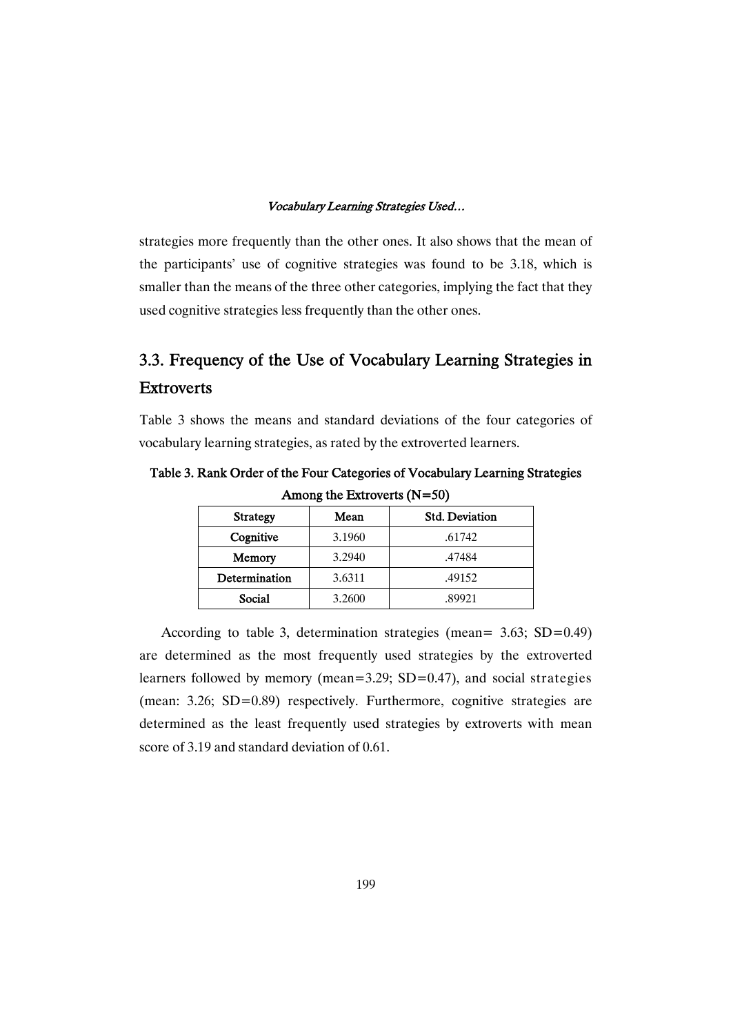strategies more frequently than the other ones. It also shows that the mean of the participants' use of cognitive strategies was found to be 3.18, which is smaller than the means of the three other categories, implying the fact that they used cognitive strategies less frequently than the other ones.

## 3.3. Frequency of the Use of Vocabulary Learning Strategies in Extroverts

Table 3 shows the means and standard deviations of the four categories of vocabulary learning strategies, as rated by the extroverted learners.

**Table 3. Rank Order of the Four Categories of Vocabulary Learning Strategies Among the Extroverts (N=50)**

| Strategy | Mean | Std. Deviation |
|---|---|---|
| **Cognitive** | 3.1960 | .61742 |
| **Memory** | 3.2940 | .47484 |
| **Determination** | 3.6311 | .49152 |
| **Social** | 3.2600 | .89921 |

According to table 3, determination strategies (mean= 3.63; SD=0.49) are determined as the most frequently used strategies by the extroverted learners followed by memory (mean=3.29; SD=0.47), and social strategies (mean: 3.26; SD=0.89) respectively. Furthermore, cognitive strategies are determined as the least frequently used strategies by extroverts with mean score of 3.19 and standard deviation of 0.61.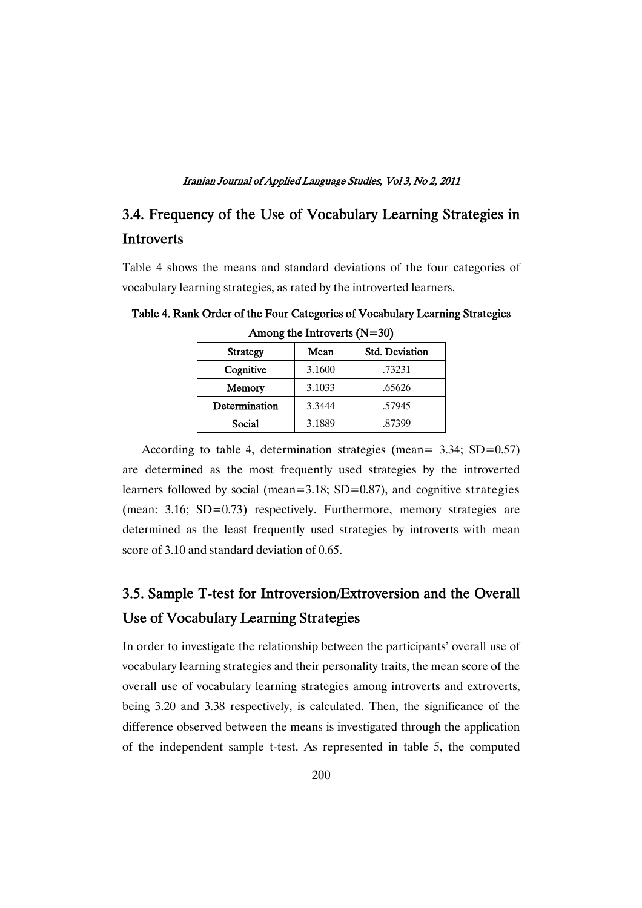## 3.4. Frequency of the Use of Vocabulary Learning Strategies in Introverts

Table 4 shows the means and standard deviations of the four categories of vocabulary learning strategies, as rated by the introverted learners.

**Table 4. Rank Order of the Four Categories of Vocabulary Learning Strategies Among the Introverts (N=30)**

| Strategy | Mean | Std. Deviation |
|---|---|---|
| Cognitive | 3.1600 | .73231 |
| Memory | 3.1033 | .65626 |
| Determination | 3.3444 | .57945 |
| Social | 3.1889 | .87399 |

According to table 4, determination strategies (mean= 3.34; SD=0.57) are determined as the most frequently used strategies by the introverted learners followed by social (mean=3.18; SD=0.87), and cognitive strategies (mean: 3.16; SD=0.73) respectively. Furthermore, memory strategies are determined as the least frequently used strategies by introverts with mean score of 3.10 and standard deviation of 0.65.

## 3.5. Sample T-test for Introversion/Extroversion and the Overall Use of Vocabulary Learning Strategies

In order to investigate the relationship between the participants' overall use of vocabulary learning strategies and their personality traits, the mean score of the overall use of vocabulary learning strategies among introverts and extroverts, being 3.20 and 3.38 respectively, is calculated. Then, the significance of the difference observed between the means is investigated through the application of the independent sample t-test. As represented in table 5, the computed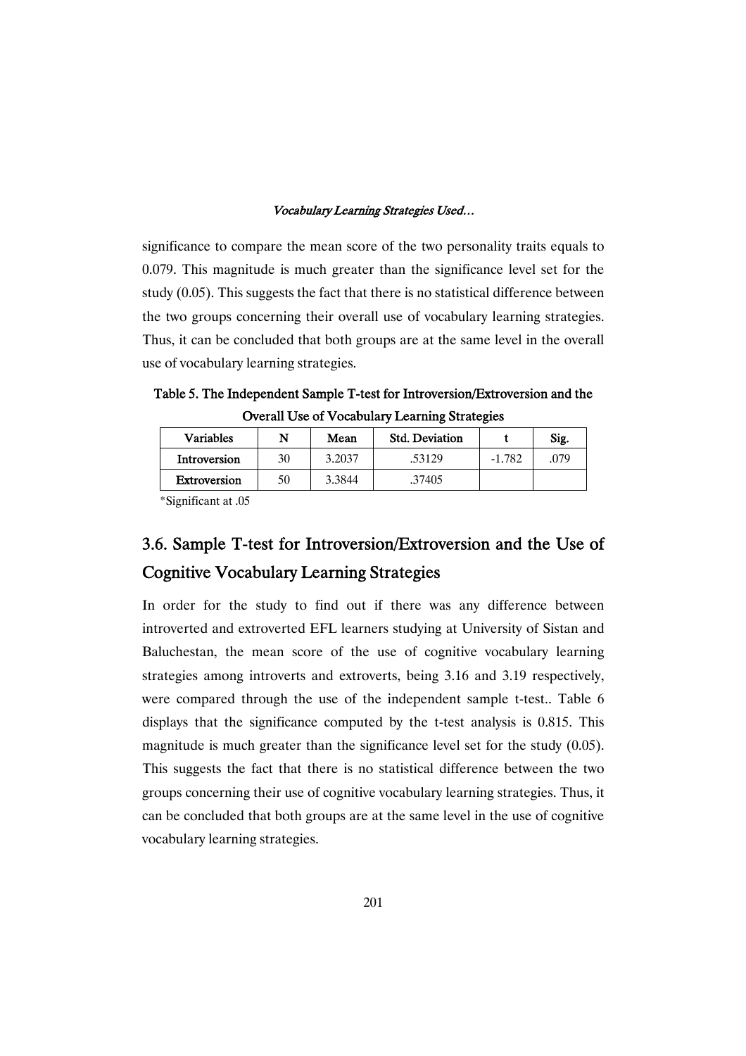significance to compare the mean score of the two personality traits equals to 0.079. This magnitude is much greater than the significance level set for the study (0.05). This suggests the fact that there is no statistical difference between the two groups concerning their overall use of vocabulary learning strategies. Thus, it can be concluded that both groups are at the same level in the overall use of vocabulary learning strategies.

**Table 5. The Independent Sample T-test for Introversion/Extroversion and the Overall Use of Vocabulary Learning Strategies**

| Variables | N | Mean | Std. Deviation | t | Sig. |
|---|---|---|---|---|---|
| **Introversion** | 30 | 3.2037 | .53129 | -1.782 | .079 |
| **Extroversion** | 50 | 3.3844 | .37405 | | |

*Significant at .05

## 3.6. Sample T-test for Introversion/Extroversion and the Use of Cognitive Vocabulary Learning Strategies

In order for the study to find out if there was any difference between introverted and extroverted EFL learners studying at University of Sistan and Baluchestan, the mean score of the use of cognitive vocabulary learning strategies among introverts and extroverts, being 3.16 and 3.19 respectively, were compared through the use of the independent sample t-test.. Table 6 displays that the significance computed by the t-test analysis is 0.815. This magnitude is much greater than the significance level set for the study (0.05). This suggests the fact that there is no statistical difference between the two groups concerning their use of cognitive vocabulary learning strategies. Thus, it can be concluded that both groups are at the same level in the use of cognitive vocabulary learning strategies.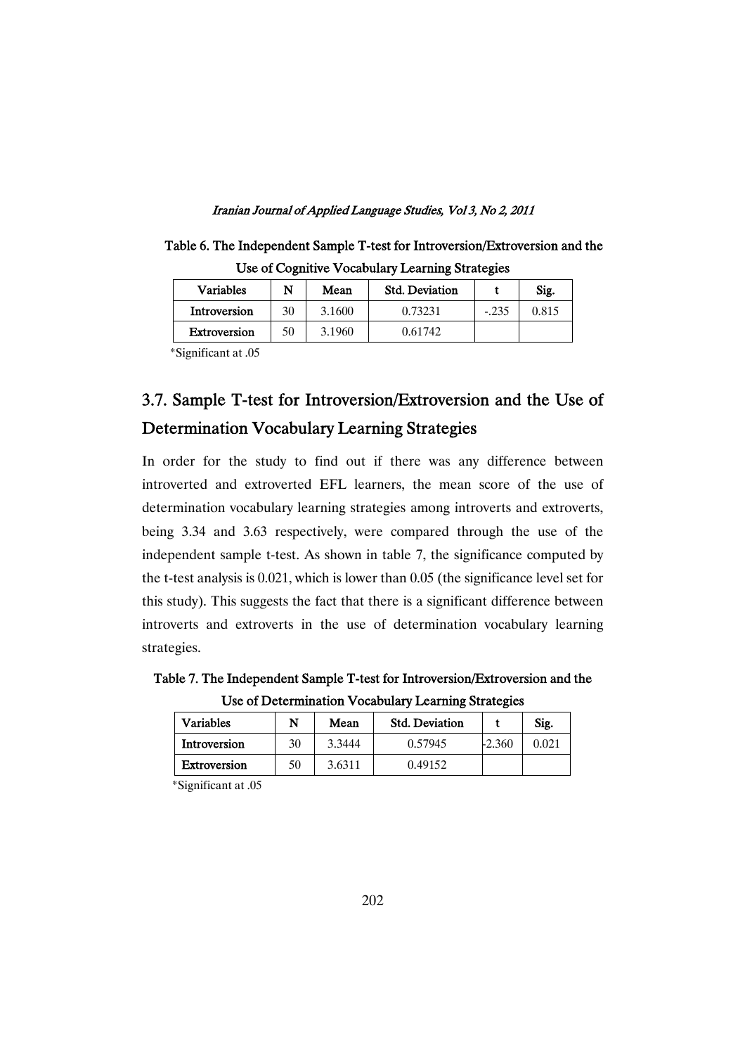Table 6. The Independent Sample T-test for Introversion/Extroversion and the Use of Cognitive Vocabulary Learning Strategies

| Variables | N | Mean | Std. Deviation | t | Sig. |
| --- | --- | --- | --- | --- | --- |
| Introversion | 30 | 3.1600 | 0.73231 | -.235 | 0.815 |
| Extroversion | 50 | 3.1960 | 0.61742 | | |

*Significant at .05

## 3.7. Sample T-test for Introversion/Extroversion and the Use of Determination Vocabulary Learning Strategies

In order for the study to find out if there was any difference between introverted and extroverted EFL learners, the mean score of the use of determination vocabulary learning strategies among introverts and extroverts, being 3.34 and 3.63 respectively, were compared through the use of the independent sample t-test. As shown in table 7, the significance computed by the t-test analysis is 0.021, which is lower than 0.05 (the significance level set for this study). This suggests the fact that there is a significant difference between introverts and extroverts in the use of determination vocabulary learning strategies.

Table 7. The Independent Sample T-test for Introversion/Extroversion and the Use of Determination Vocabulary Learning Strategies

| Variables | N | Mean | Std. Deviation | t | Sig. |
| --- | --- | --- | --- | --- | --- |
| Introversion | 30 | 3.3444 | 0.57945 | -2.360 | 0.021 |
| Extroversion | 50 | 3.6311 | 0.49152 | | |

*Significant at .05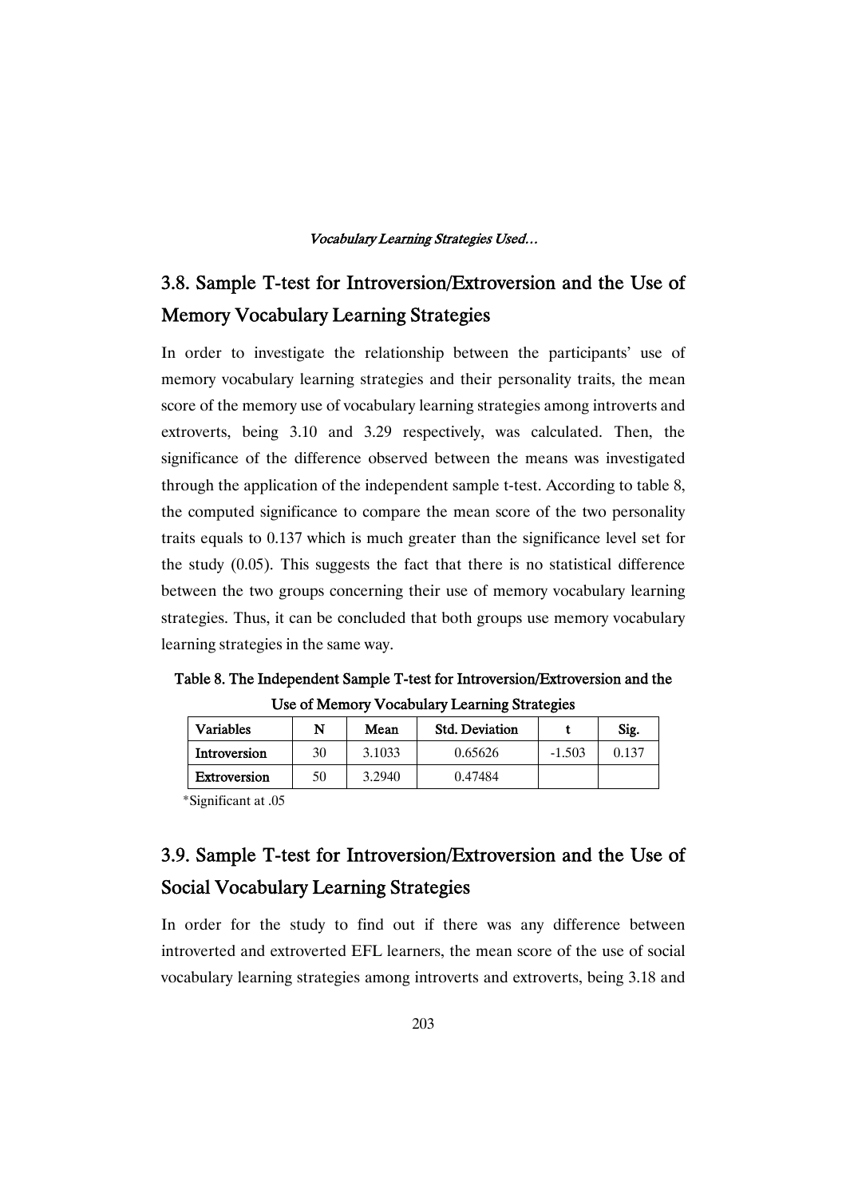## 3.8. Sample T-test for Introversion/Extroversion and the Use of Memory Vocabulary Learning Strategies

In order to investigate the relationship between the participants' use of memory vocabulary learning strategies and their personality traits, the mean score of the memory use of vocabulary learning strategies among introverts and extroverts, being 3.10 and 3.29 respectively, was calculated. Then, the significance of the difference observed between the means was investigated through the application of the independent sample t-test. According to table 8, the computed significance to compare the mean score of the two personality traits equals to 0.137 which is much greater than the significance level set for the study (0.05). This suggests the fact that there is no statistical difference between the two groups concerning their use of memory vocabulary learning strategies. Thus, it can be concluded that both groups use memory vocabulary learning strategies in the same way.

**Table 8. The Independent Sample T-test for Introversion/Extroversion and the Use of Memory Vocabulary Learning Strategies**

| Variables | N | Mean | Std. Deviation | t | Sig. |
|---|---|---|---|---|---|
| Introversion | 30 | 3.1033 | 0.65626 | -1.503 | 0.137 |
| Extroversion | 50 | 3.2940 | 0.47484 | | |

*Significant at .05

## 3.9. Sample T-test for Introversion/Extroversion and the Use of Social Vocabulary Learning Strategies

In order for the study to find out if there was any difference between introverted and extroverted EFL learners, the mean score of the use of social vocabulary learning strategies among introverts and extroverts, being 3.18 and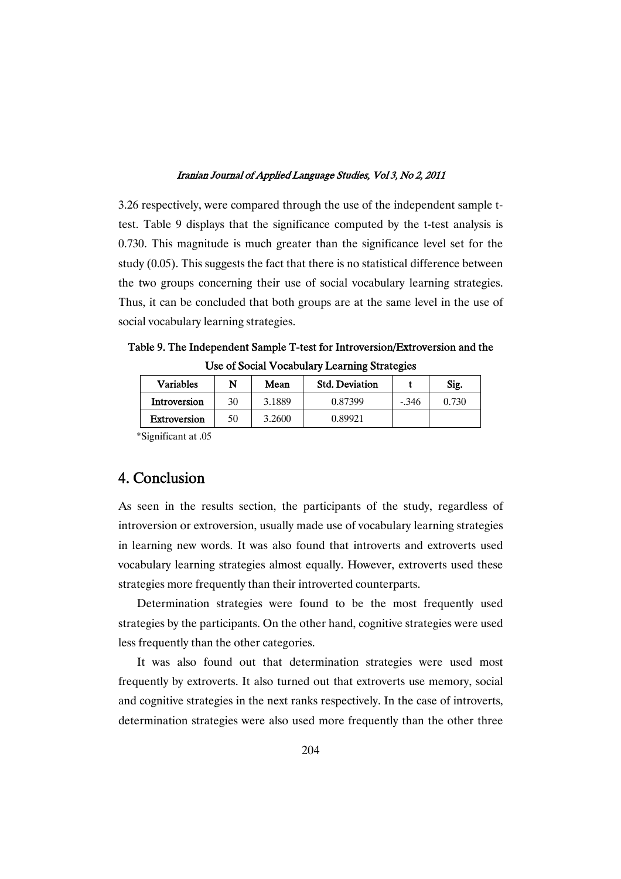3.26 respectively, were compared through the use of the independent sample t-test. Table 9 displays that the significance computed by the t-test analysis is 0.730. This magnitude is much greater than the significance level set for the study (0.05). This suggests the fact that there is no statistical difference between the two groups concerning their use of social vocabulary learning strategies. Thus, it can be concluded that both groups are at the same level in the use of social vocabulary learning strategies.

**Table 9. The Independent Sample T-test for Introversion/Extroversion and the Use of Social Vocabulary Learning Strategies**

| Variables | N | Mean | Std. Deviation | t | Sig. |
|---|---|---|---|---|---|
| Introversion | 30 | 3.1889 | 0.87399 | -.346 | 0.730 |
| Extroversion | 50 | 3.2600 | 0.89921 | | |

*Significant at .05

## 4. Conclusion

As seen in the results section, the participants of the study, regardless of introversion or extroversion, usually made use of vocabulary learning strategies in learning new words. It was also found that introverts and extroverts used vocabulary learning strategies almost equally. However, extroverts used these strategies more frequently than their introverted counterparts.

Determination strategies were found to be the most frequently used strategies by the participants. On the other hand, cognitive strategies were used less frequently than the other categories.

It was also found out that determination strategies were used most frequently by extroverts. It also turned out that extroverts use memory, social and cognitive strategies in the next ranks respectively. In the case of introverts, determination strategies were also used more frequently than the other three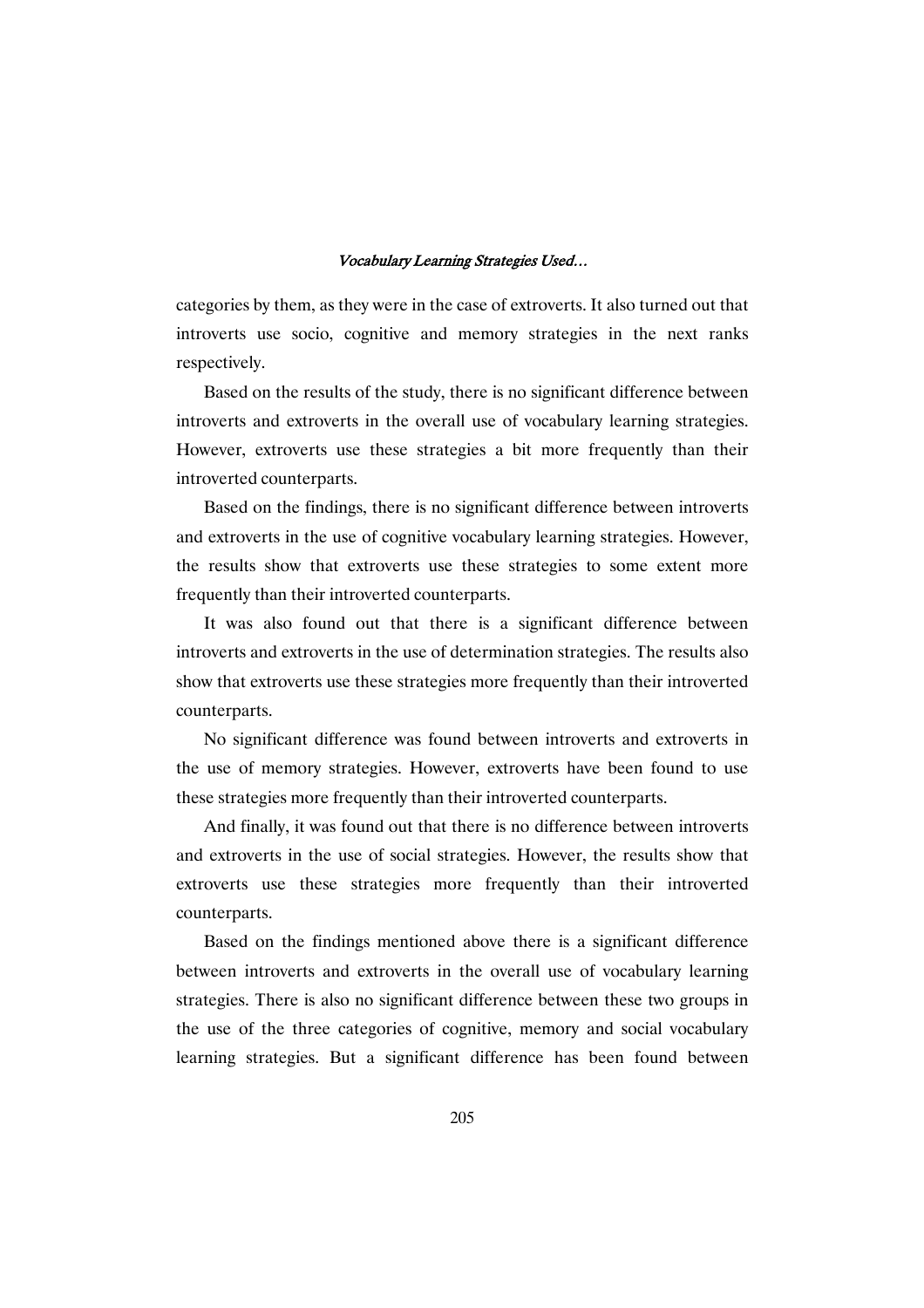categories by them, as they were in the case of extroverts. It also turned out that introverts use socio, cognitive and memory strategies in the next ranks respectively.

Based on the results of the study, there is no significant difference between introverts and extroverts in the overall use of vocabulary learning strategies. However, extroverts use these strategies a bit more frequently than their introverted counterparts.

Based on the findings, there is no significant difference between introverts and extroverts in the use of cognitive vocabulary learning strategies. However, the results show that extroverts use these strategies to some extent more frequently than their introverted counterparts.

It was also found out that there is a significant difference between introverts and extroverts in the use of determination strategies. The results also show that extroverts use these strategies more frequently than their introverted counterparts.

No significant difference was found between introverts and extroverts in the use of memory strategies. However, extroverts have been found to use these strategies more frequently than their introverted counterparts.

And finally, it was found out that there is no difference between introverts and extroverts in the use of social strategies. However, the results show that extroverts use these strategies more frequently than their introverted counterparts.

Based on the findings mentioned above there is a significant difference between introverts and extroverts in the overall use of vocabulary learning strategies. There is also no significant difference between these two groups in the use of the three categories of cognitive, memory and social vocabulary learning strategies. But a significant difference has been found between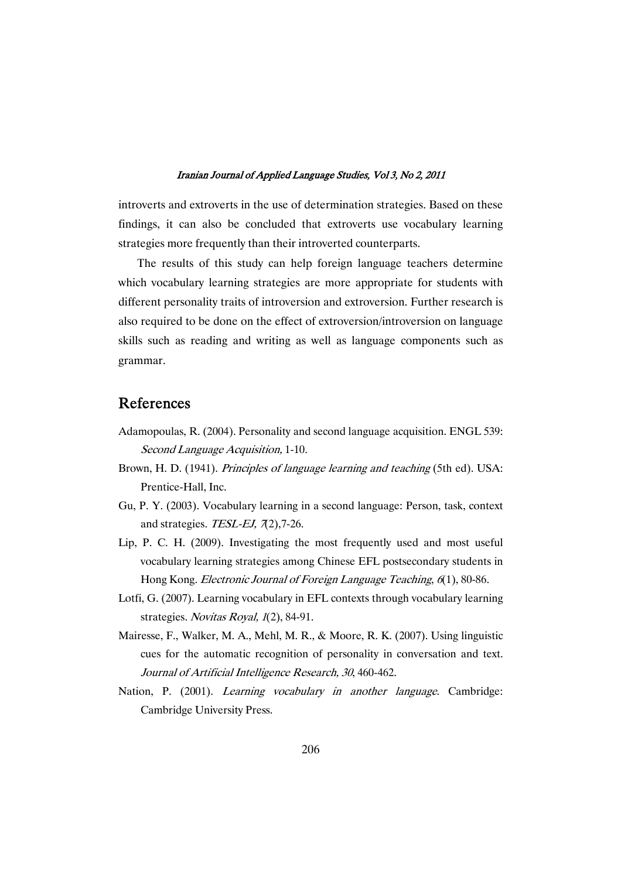introverts and extroverts in the use of determination strategies. Based on these findings, it can also be concluded that extroverts use vocabulary learning strategies more frequently than their introverted counterparts.

The results of this study can help foreign language teachers determine which vocabulary learning strategies are more appropriate for students with different personality traits of introversion and extroversion. Further research is also required to be done on the effect of extroversion/introversion on language skills such as reading and writing as well as language components such as grammar.

## References

Adamopoulas, R. (2004). Personality and second language acquisition. ENGL 539: *Second Language Acquisition,* 1-10.

Brown, H. D. (1941). *Principles of language learning and teaching* (5th ed). USA: Prentice-Hall, Inc.

Gu, P. Y. (2003). Vocabulary learning in a second language: Person, task, context and strategies. *TESL-EJ, 7*(2),7-26.

Lip, P. C. H. (2009). Investigating the most frequently used and most useful vocabulary learning strategies among Chinese EFL postsecondary students in Hong Kong. *Electronic Journal of Foreign Language Teaching*, *6*(1), 80-86.

Lotfi, G. (2007). Learning vocabulary in EFL contexts through vocabulary learning strategies. *Novitas Royal, 1*(2), 84-91.

Mairesse, F., Walker, M. A., Mehl, M. R., & Moore, R. K. (2007). Using linguistic cues for the automatic recognition of personality in conversation and text. *Journal of Artificial Intelligence Research, 30*, 460-462.

Nation, P. (2001). *Learning vocabulary in another language*. Cambridge: Cambridge University Press.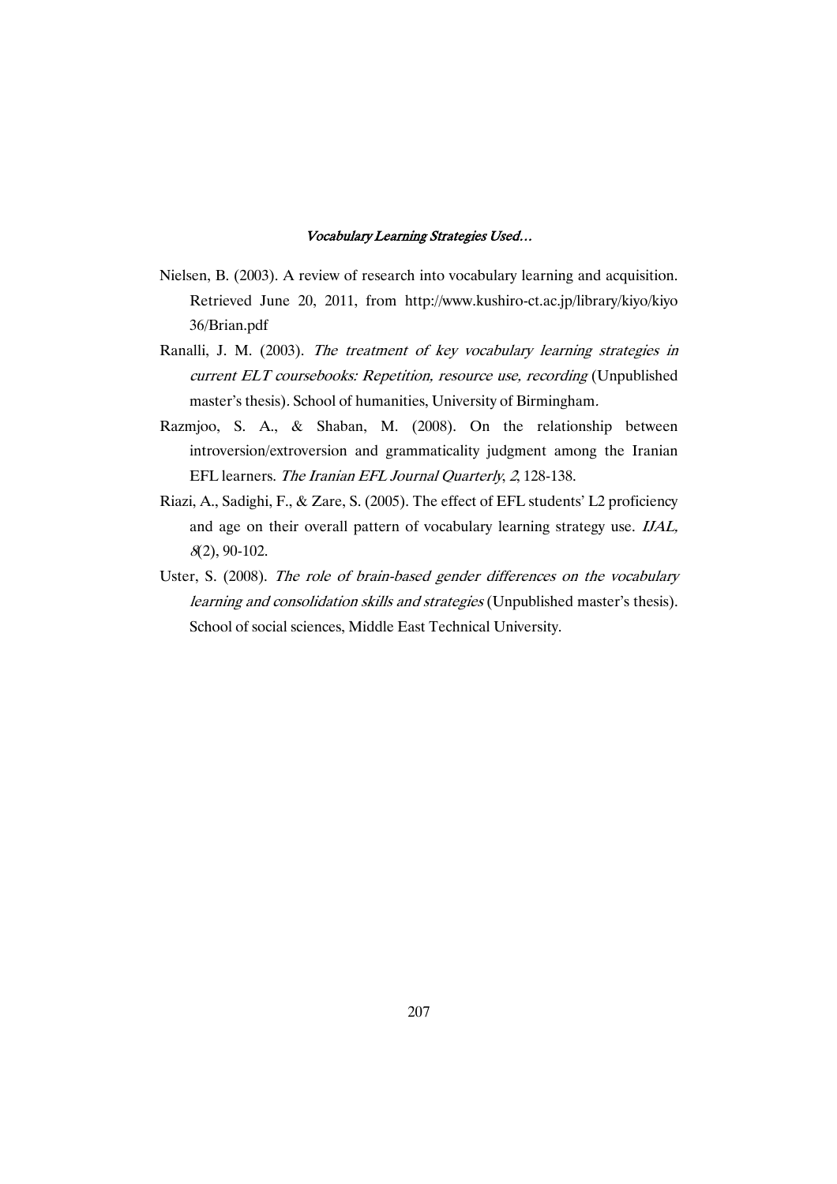Nielsen, B. (2003). A review of research into vocabulary learning and acquisition. Retrieved June 20, 2011, from http://www.kushiro-ct.ac.jp/library/kiyo/kiyo36/Brian.pdf

Ranalli, J. M. (2003). *The treatment of key vocabulary learning strategies in current ELT coursebooks: Repetition, resource use, recording* (Unpublished master's thesis). School of humanities, University of Birmingham.

Razmjoo, S. A., & Shaban, M. (2008). On the relationship between introversion/extroversion and grammaticality judgment among the Iranian EFL learners. *The Iranian EFL Journal Quarterly*, *2*, 128-138.

Riazi, A., Sadighi, F., & Zare, S. (2005). The effect of EFL students' L2 proficiency and age on their overall pattern of vocabulary learning strategy use. *IJAL*, *8*(2), 90-102.

Uster, S. (2008). *The role of brain-based gender differences on the vocabulary learning and consolidation skills and strategies* (Unpublished master's thesis). School of social sciences, Middle East Technical University.